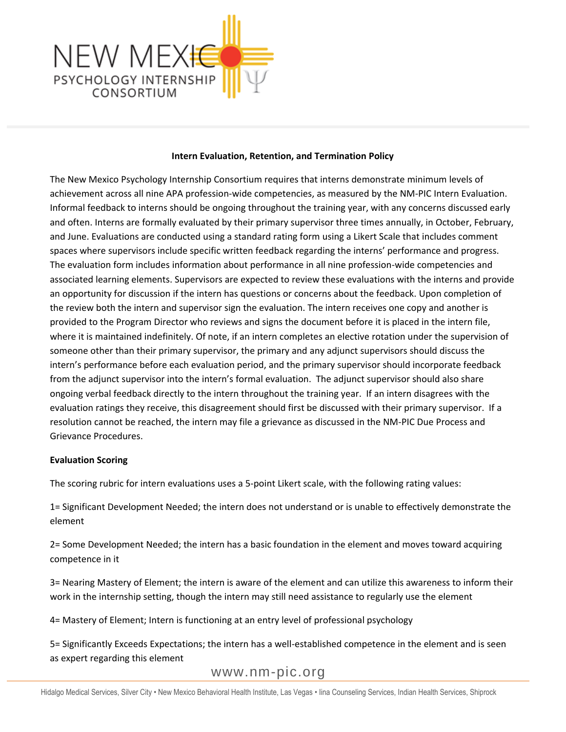**Intern Evaluation, Retention, and Termination Policy**

The New Mexico Psychology Internship Consortium requires that interns demonstrate minimum levels of achievement across all nine APA profession-wide competencies, as measured by the NM-PIC Intern Evaluation. Informal feedback to interns should be ongoing throughout the training year, with any concerns discussed early and often. Interns are formally evaluated by their primary supervisor three times annually, in October, February, and June. Evaluations are conducted using a standard rating form using a Likert Scale that includes comment spaces where supervisors include specific written feedback regarding the interns' performance and progress. The evaluation form includes information about performance in all nine profession-wide competencies and associated learning elements. Supervisors are expected to review these evaluations with the interns and provide an opportunity for discussion if the intern has questions or concerns about the feedback. Upon completion of the review both the intern and supervisor sign the evaluation. The intern receives one copy and another is provided to the Program Director who reviews and signs the document before it is placed in the intern file, where it is maintained indefinitely. Of note, if an intern completes an elective rotation under the supervision of someone other than their primary supervisor, the primary and any adjunct supervisors should discuss the intern's performance before each evaluation period, and the primary supervisor should incorporate feedback from the adjunct supervisor into the intern's formal evaluation. The adjunct supervisor should also share ongoing verbal feedback directly to the intern throughout the training year. If an intern disagrees with the evaluation ratings they receive, this disagreement should first be discussed with their primary supervisor. If a resolution cannot be reached, the intern may file a grievance as discussed in the NM-PIC Due Process and Grievance Procedures.

**Evaluation Scoring**

The scoring rubric for intern evaluations uses a 5-point Likert scale, with the following rating values:

1= Significant Development Needed; the intern does not understand or is unable to effectively demonstrate the element

2= Some Development Needed; the intern has a basic foundation in the element and moves toward acquiring competence in it

3= Nearing Mastery of Element; the intern is aware of the element and can utilize this awareness to inform their work in the internship setting, though the intern may still need assistance to regularly use the element

4= Mastery of Element; Intern is functioning at an entry level of professional psychology

5= Significantly Exceeds Expectations; the intern has a well-established competence in the element and is seen as expert regarding this element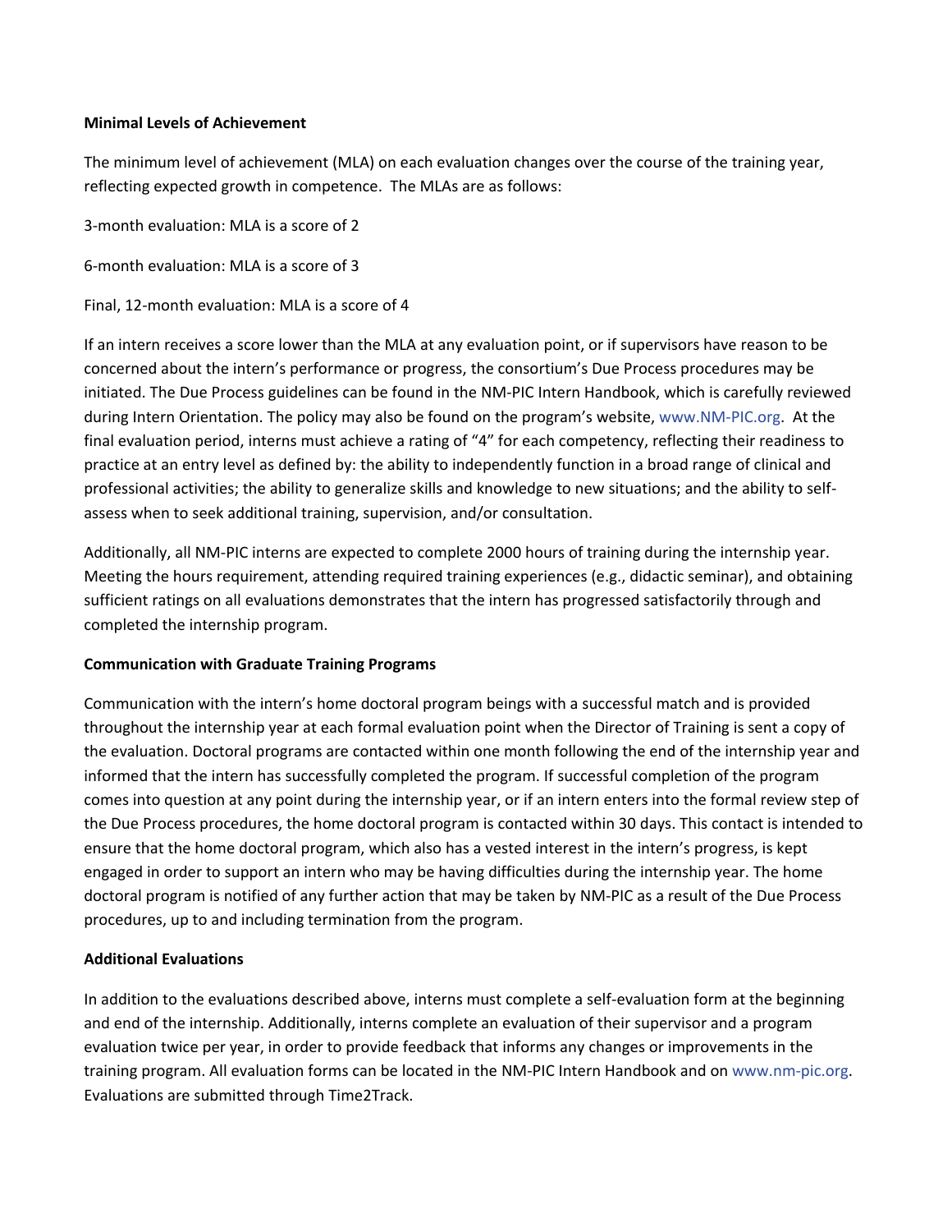**Minimal Levels of Achievement**

The minimum level of achievement (MLA) on each evaluation changes over the course of the training year, reflecting expected growth in competence. The MLAs are as follows:

3-month evaluation: MLA is a score of 2

6-month evaluation: MLA is a score of 3

Final, 12-month evaluation: MLA is a score of 4

If an intern receives a score lower than the MLA at any evaluation point, or if supervisors have reason to be concerned about the intern's performance or progress, the consortium's Due Process procedures may be initiated. The Due Process guidelines can be found in the NM-PIC Intern Handbook, which is carefully reviewed during Intern Orientation. The policy may also be found on the program's website, www.NM-PIC.org. At the final evaluation period, interns must achieve a rating of "4" for each competency, reflecting their readiness to practice at an entry level as defined by: the ability to independently function in a broad range of clinical and professional activities; the ability to generalize skills and knowledge to new situations; and the ability to self-assess when to seek additional training, supervision, and/or consultation.

Additionally, all NM-PIC interns are expected to complete 2000 hours of training during the internship year. Meeting the hours requirement, attending required training experiences (e.g., didactic seminar), and obtaining sufficient ratings on all evaluations demonstrates that the intern has progressed satisfactorily through and completed the internship program.

**Communication with Graduate Training Programs**

Communication with the intern's home doctoral program beings with a successful match and is provided throughout the internship year at each formal evaluation point when the Director of Training is sent a copy of the evaluation. Doctoral programs are contacted within one month following the end of the internship year and informed that the intern has successfully completed the program. If successful completion of the program comes into question at any point during the internship year, or if an intern enters into the formal review step of the Due Process procedures, the home doctoral program is contacted within 30 days. This contact is intended to ensure that the home doctoral program, which also has a vested interest in the intern's progress, is kept engaged in order to support an intern who may be having difficulties during the internship year. The home doctoral program is notified of any further action that may be taken by NM-PIC as a result of the Due Process procedures, up to and including termination from the program.

**Additional Evaluations**

In addition to the evaluations described above, interns must complete a self-evaluation form at the beginning and end of the internship. Additionally, interns complete an evaluation of their supervisor and a program evaluation twice per year, in order to provide feedback that informs any changes or improvements in the training program. All evaluation forms can be located in the NM-PIC Intern Handbook and on www.nm-pic.org. Evaluations are submitted through Time2Track.